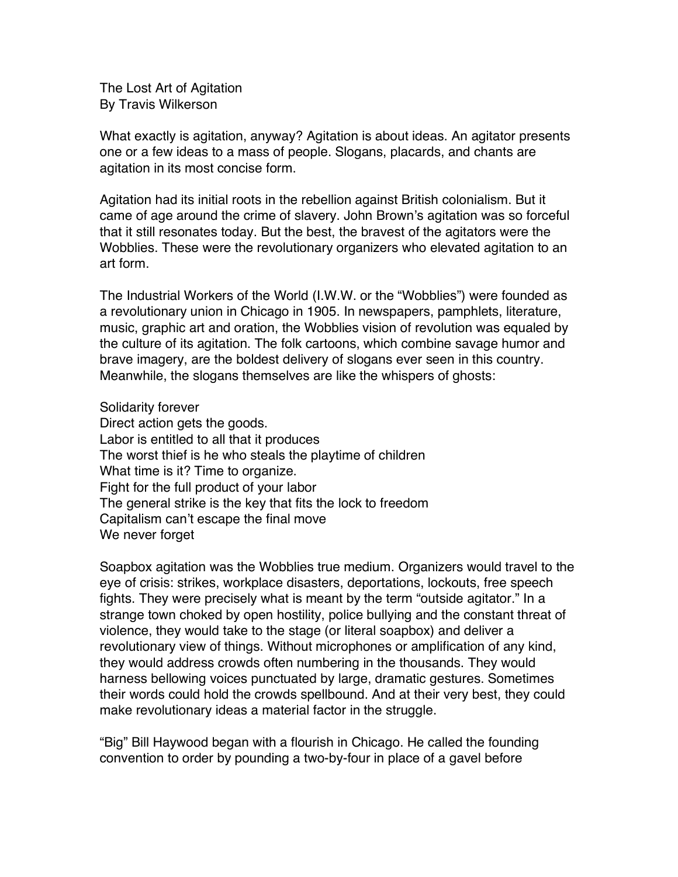# The Lost Art of Agitation

By Travis Wilkerson

What exactly is agitation, anyway? Agitation is about ideas. An agitator presents one or a few ideas to a mass of people. Slogans, placards, and chants are agitation in its most concise form.

Agitation had its initial roots in the rebellion against British colonialism. But it came of age around the crime of slavery. John Brown's agitation was so forceful that it still resonates today. But the best, the bravest of the agitators were the Wobblies. These were the revolutionary organizers who elevated agitation to an art form.

The Industrial Workers of the World (I.W.W. or the "Wobblies") were founded as a revolutionary union in Chicago in 1905. In newspapers, pamphlets, literature, music, graphic art and oration, the Wobblies vision of revolution was equaled by the culture of its agitation. The folk cartoons, which combine savage humor and brave imagery, are the boldest delivery of slogans ever seen in this country. Meanwhile, the slogans themselves are like the whispers of ghosts:

Solidarity forever
Direct action gets the goods.
Labor is entitled to all that it produces
The worst thief is he who steals the playtime of children
What time is it? Time to organize.
Fight for the full product of your labor
The general strike is the key that fits the lock to freedom
Capitalism can't escape the final move
We never forget

Soapbox agitation was the Wobblies true medium. Organizers would travel to the eye of crisis: strikes, workplace disasters, deportations, lockouts, free speech fights. They were precisely what is meant by the term "outside agitator." In a strange town choked by open hostility, police bullying and the constant threat of violence, they would take to the stage (or literal soapbox) and deliver a revolutionary view of things. Without microphones or amplification of any kind, they would address crowds often numbering in the thousands. They would harness bellowing voices punctuated by large, dramatic gestures. Sometimes their words could hold the crowds spellbound. And at their very best, they could make revolutionary ideas a material factor in the struggle.

"Big" Bill Haywood began with a flourish in Chicago. He called the founding convention to order by pounding a two-by-four in place of a gavel before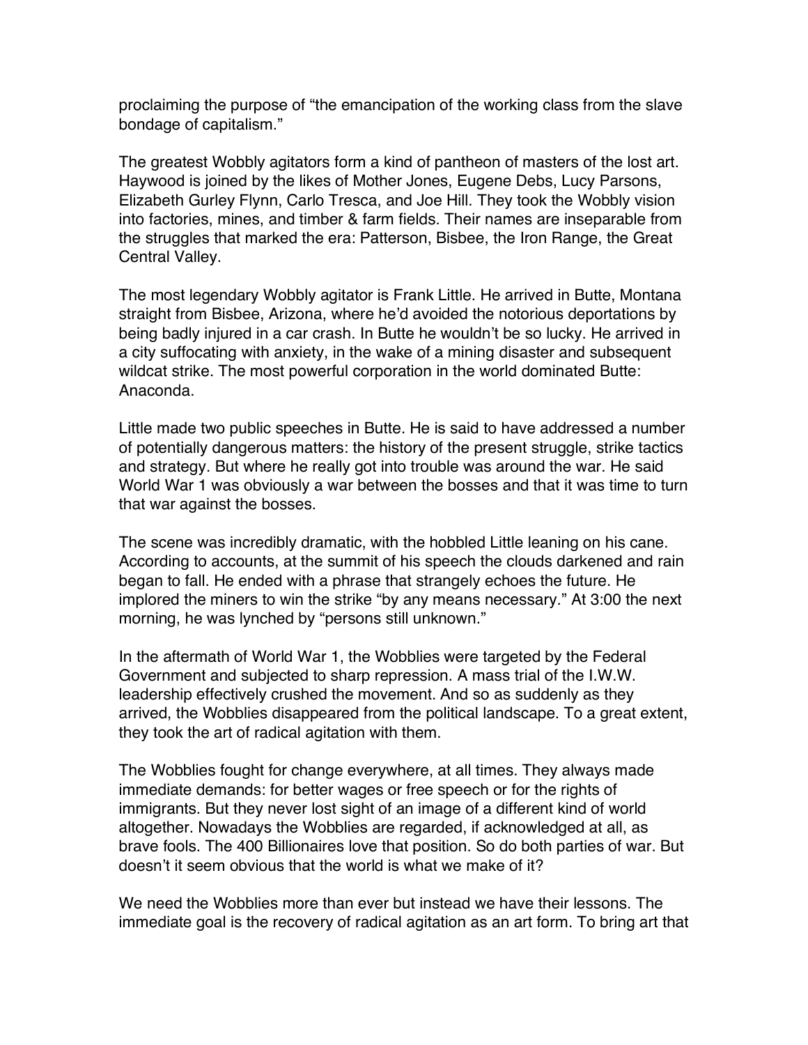proclaiming the purpose of "the emancipation of the working class from the slave bondage of capitalism."

The greatest Wobbly agitators form a kind of pantheon of masters of the lost art. Haywood is joined by the likes of Mother Jones, Eugene Debs, Lucy Parsons, Elizabeth Gurley Flynn, Carlo Tresca, and Joe Hill. They took the Wobbly vision into factories, mines, and timber & farm fields. Their names are inseparable from the struggles that marked the era: Patterson, Bisbee, the Iron Range, the Great Central Valley.

The most legendary Wobbly agitator is Frank Little. He arrived in Butte, Montana straight from Bisbee, Arizona, where he'd avoided the notorious deportations by being badly injured in a car crash. In Butte he wouldn't be so lucky. He arrived in a city suffocating with anxiety, in the wake of a mining disaster and subsequent wildcat strike. The most powerful corporation in the world dominated Butte: Anaconda.

Little made two public speeches in Butte. He is said to have addressed a number of potentially dangerous matters: the history of the present struggle, strike tactics and strategy. But where he really got into trouble was around the war. He said World War 1 was obviously a war between the bosses and that it was time to turn that war against the bosses.

The scene was incredibly dramatic, with the hobbled Little leaning on his cane. According to accounts, at the summit of his speech the clouds darkened and rain began to fall. He ended with a phrase that strangely echoes the future. He implored the miners to win the strike "by any means necessary." At 3:00 the next morning, he was lynched by "persons still unknown."

In the aftermath of World War 1, the Wobblies were targeted by the Federal Government and subjected to sharp repression. A mass trial of the I.W.W. leadership effectively crushed the movement. And so as suddenly as they arrived, the Wobblies disappeared from the political landscape. To a great extent, they took the art of radical agitation with them.

The Wobblies fought for change everywhere, at all times. They always made immediate demands: for better wages or free speech or for the rights of immigrants. But they never lost sight of an image of a different kind of world altogether. Nowadays the Wobblies are regarded, if acknowledged at all, as brave fools. The 400 Billionaires love that position. So do both parties of war. But doesn't it seem obvious that the world is what we make of it?

We need the Wobblies more than ever but instead we have their lessons. The immediate goal is the recovery of radical agitation as an art form. To bring art that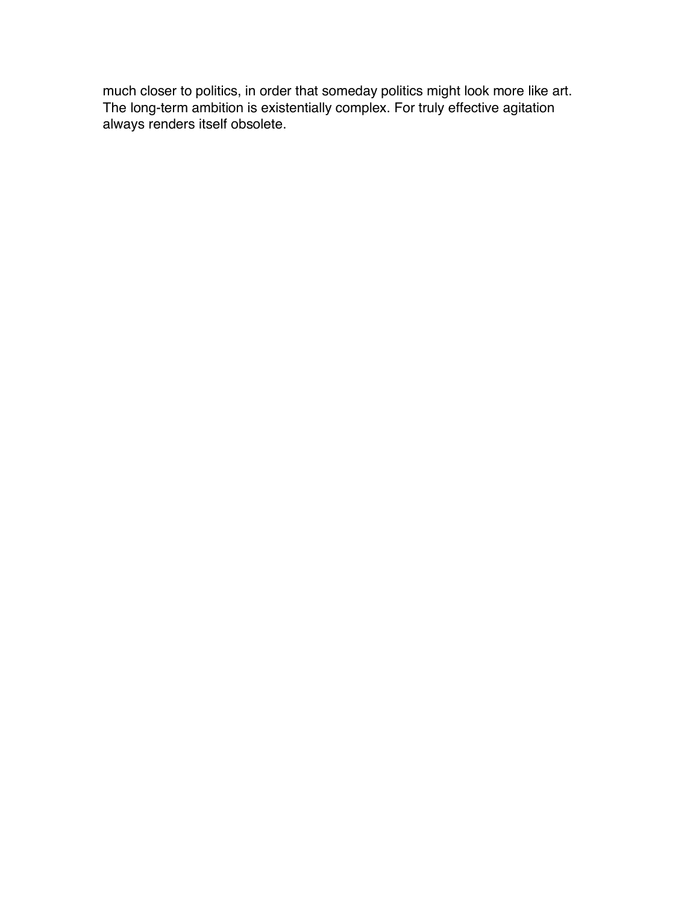much closer to politics, in order that someday politics might look more like art. The long-term ambition is existentially complex. For truly effective agitation always renders itself obsolete.